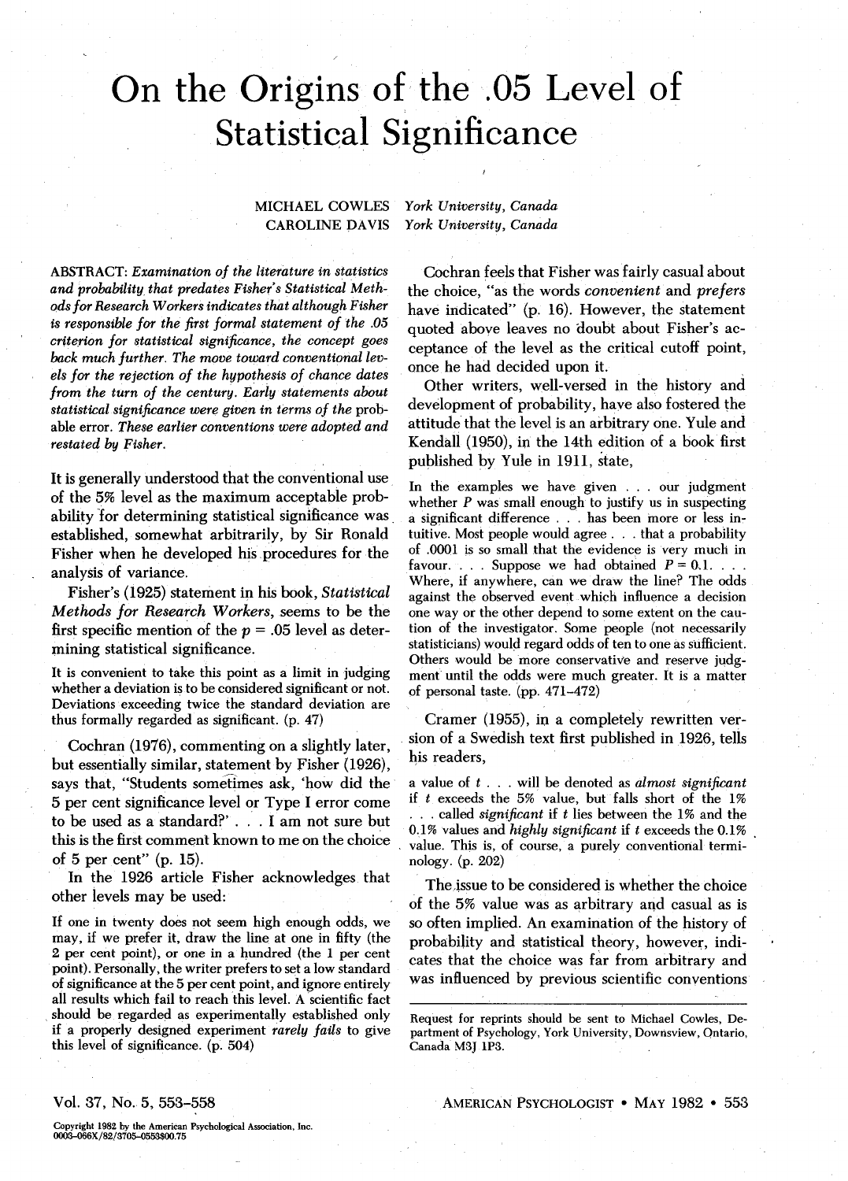# On the Origins of the .05 Level of Statistical Significance

MICHAEL COWLES *York University, Canada*
CAROLINE DAVIS *York University, Canada*

ABSTRACT: *Examination of the literature in statistics and probability that predates Fisher's Statistical Methods for Research Workers indicates that although Fisher is responsible for the first formal statement of the .05 criterion for statistical significance, the concept goes back much further. The move toward conventional levels for the rejection of the hypothesis of chance dates from the turn of the century. Early statements about statistical significance were given in terms of the* probable *error. These earlier conventions were adopted and restated by Fisher.*

It is generally understood that the conventional use of the 5% level as the maximum acceptable probability for determining statistical significance was established, somewhat arbitrarily, by Sir Ronald Fisher when he developed his procedures for the analysis of variance.

Fisher's (1925) statement in his book, *Statistical Methods for Research Workers*, seems to be the first specific mention of the $p = .05$ level as determining statistical significance.

> It is convenient to take this point as a limit in judging whether a deviation is to be considered significant or not. Deviations exceeding twice the standard deviation are thus formally regarded as significant. (p. 47)

Cochran (1976), commenting on a slightly later, but essentially similar, statement by Fisher (1926), says that, "Students sometimes ask, 'how did the 5 per cent significance level or Type I error come to be used as a standard?' . . . I am not sure but this is the first comment known to me on the choice of 5 per cent" (p. 15).

In the 1926 article Fisher acknowledges that other levels may be used:

> If one in twenty does not seem high enough odds, we may, if we prefer it, draw the line at one in fifty (the 2 per cent point), or one in a hundred (the 1 per cent point). Personally, the writer prefers to set a low standard of significance at the 5 per cent point, and ignore entirely all results which fail to reach this level. A scientific fact should be regarded as experimentally established only if a properly designed experiment *rarely fails* to give this level of significance. (p. 504)

Cochran feels that Fisher was fairly casual about the choice, "as the words *convenient* and *prefers* have indicated" (p. 16). However, the statement quoted above leaves no doubt about Fisher's acceptance of the level as the critical cutoff point, once he had decided upon it.

Other writers, well-versed in the history and development of probability, have also fostered the attitude that the level is an arbitrary one. Yule and Kendall (1950), in the 14th edition of a book first published by Yule in 1911, state,

> In the examples we have given . . . our judgment whether P was small enough to justify us in suspecting a significant difference . . . has been more or less intuitive. Most people would agree . . . that a probability of .0001 is so small that the evidence is very much in favour. . . . Suppose we had obtained $P = 0.1$. . . . Where, if anywhere, can we draw the line? The odds against the observed event which influence a decision one way or the other depend to some extent on the caution of the investigator. Some people (not necessarily statisticians) would regard odds of ten to one as sufficient. Others would be more conservative and reserve judgment until the odds were much greater. It is a matter of personal taste. (pp. 471–472)

Cramer (1955), in a completely rewritten version of a Swedish text first published in 1926, tells his readers,

> a value of $t$ . . . will be denoted as *almost significant* if $t$ exceeds the 5% value, but falls short of the 1% . . . called *significant* if $t$ lies between the 1% and the 0.1% values and *highly significant* if $t$ exceeds the 0.1% value. This is, of course, a purely conventional terminology. (p. 202)

The issue to be considered is whether the choice of the 5% value was as arbitrary and casual as is so often implied. An examination of the history of probability and statistical theory, however, indicates that the choice was far from arbitrary and was influenced by previous scientific conventions

---

Request for reprints should be sent to Michael Cowles, Department of Psychology, York University, Downsview, Ontario, Canada M3J 1P3.

Copyright 1982 by the American Psychological Association, Inc.
0003-066X/82/3705-0553$00.75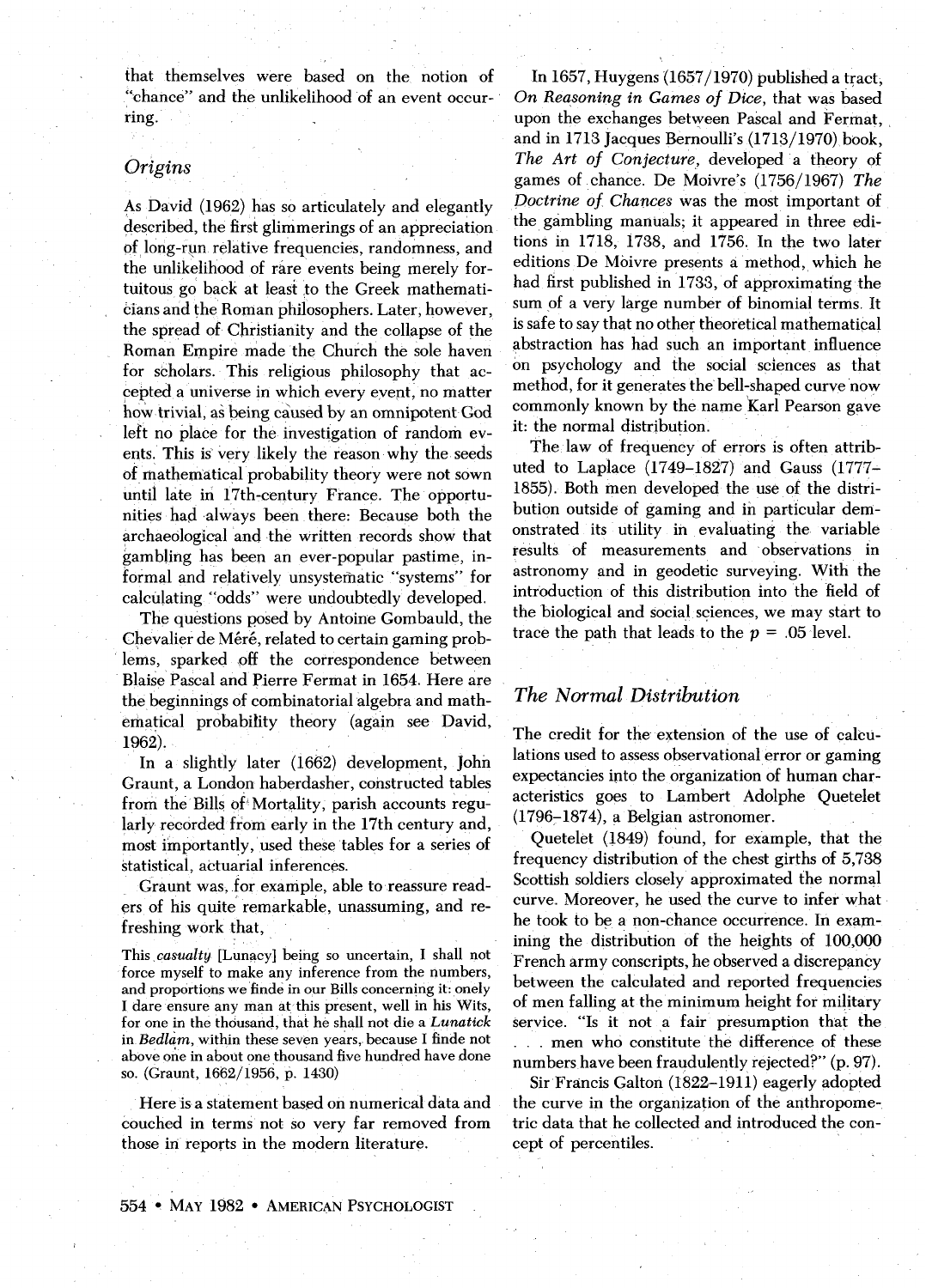that themselves were based on the notion of "chance" and the unlikelihood of an event occurring.

## *Origins*

As David (1962) has so articulately and elegantly described, the first glimmerings of an appreciation of long-run relative frequencies, randomness, and the unlikelihood of rare events being merely fortuitous go back at least to the Greek mathematicians and the Roman philosophers. Later, however, the spread of Christianity and the collapse of the Roman Empire made the Church the sole haven for scholars. This religious philosophy that accepted a universe in which every event, no matter how trivial, as being caused by an omnipotent God left no place for the investigation of random events. This is very likely the reason why the seeds of mathematical probability theory were not sown until late in 17th-century France. The opportunities had always been there: Because both the archaeological and the written records show that gambling has been an ever-popular pastime, informal and relatively unsystematic "systems" for calculating "odds" were undoubtedly developed.

The questions posed by Antoine Gombauld, the Chevalier de Méré, related to certain gaming problems, sparked off the correspondence between Blaise Pascal and Pierre Fermat in 1654. Here are the beginnings of combinatorial algebra and mathematical probability theory (again see David, 1962).

In a slightly later (1662) development, John Graunt, a London haberdasher, constructed tables from the Bills of Mortality, parish accounts regularly recorded from early in the 17th century and, most importantly, used these tables for a series of statistical, actuarial inferences.

Graunt was, for example, able to reassure readers of his quite remarkable, unassuming, and refreshing work that,

> This *casualty* [Lunacy] being so uncertain, I shall not force myself to make any inference from the numbers, and proportions we finde in our Bills concerning it: onely I dare ensure any man at this present, well in his Wits, for one in the thousand, that he shall not die a *Lunatick* in *Bedlam*, within these seven years, because I finde not above one in about one thousand five hundred have done so. (Graunt, 1662/1956, p. 1430)

Here is a statement based on numerical data and couched in terms not so very far removed from those in reports in the modern literature.

In 1657, Huygens (1657/1970) published a tract, *On Reasoning in Games of Dice*, that was based upon the exchanges between Pascal and Fermat, and in 1713 Jacques Bernoulli's (1713/1970) book, *The Art of Conjecture*, developed a theory of games of chance. De Moivre's (1756/1967) *The Doctrine of Chances* was the most important of the gambling manuals; it appeared in three editions in 1718, 1738, and 1756. In the two later editions De Moivre presents a method, which he had first published in 1733, of approximating the sum of a very large number of binomial terms. It is safe to say that no other theoretical mathematical abstraction has had such an important influence on psychology and the social sciences as that method, for it generates the bell-shaped curve now commonly known by the name Karl Pearson gave it: the normal distribution.

The law of frequency of errors is often attributed to Laplace (1749–1827) and Gauss (1777–1855). Both men developed the use of the distribution outside of gaming and in particular demonstrated its utility in evaluating the variable results of measurements and observations in astronomy and in geodetic surveying. With the introduction of this distribution into the field of the biological and social sciences, we may start to trace the path that leads to the $p = .05$ level.

## *The Normal Distribution*

The credit for the extension of the use of calculations used to assess observational error or gaming expectancies into the organization of human characteristics goes to Lambert Adolphe Quetelet (1796–1874), a Belgian astronomer.

Quetelet (1849) found, for example, that the frequency distribution of the chest girths of 5,738 Scottish soldiers closely approximated the normal curve. Moreover, he used the curve to infer what he took to be a non-chance occurrence. In examining the distribution of the heights of 100,000 French army conscripts, he observed a discrepancy between the calculated and reported frequencies of men falling at the minimum height for military service. "Is it not a fair presumption that the . . . men who constitute the difference of these numbers have been fraudulently rejected?" (p. 97).

Sir Francis Galton (1822–1911) eagerly adopted the curve in the organization of the anthropometric data that he collected and introduced the concept of percentiles.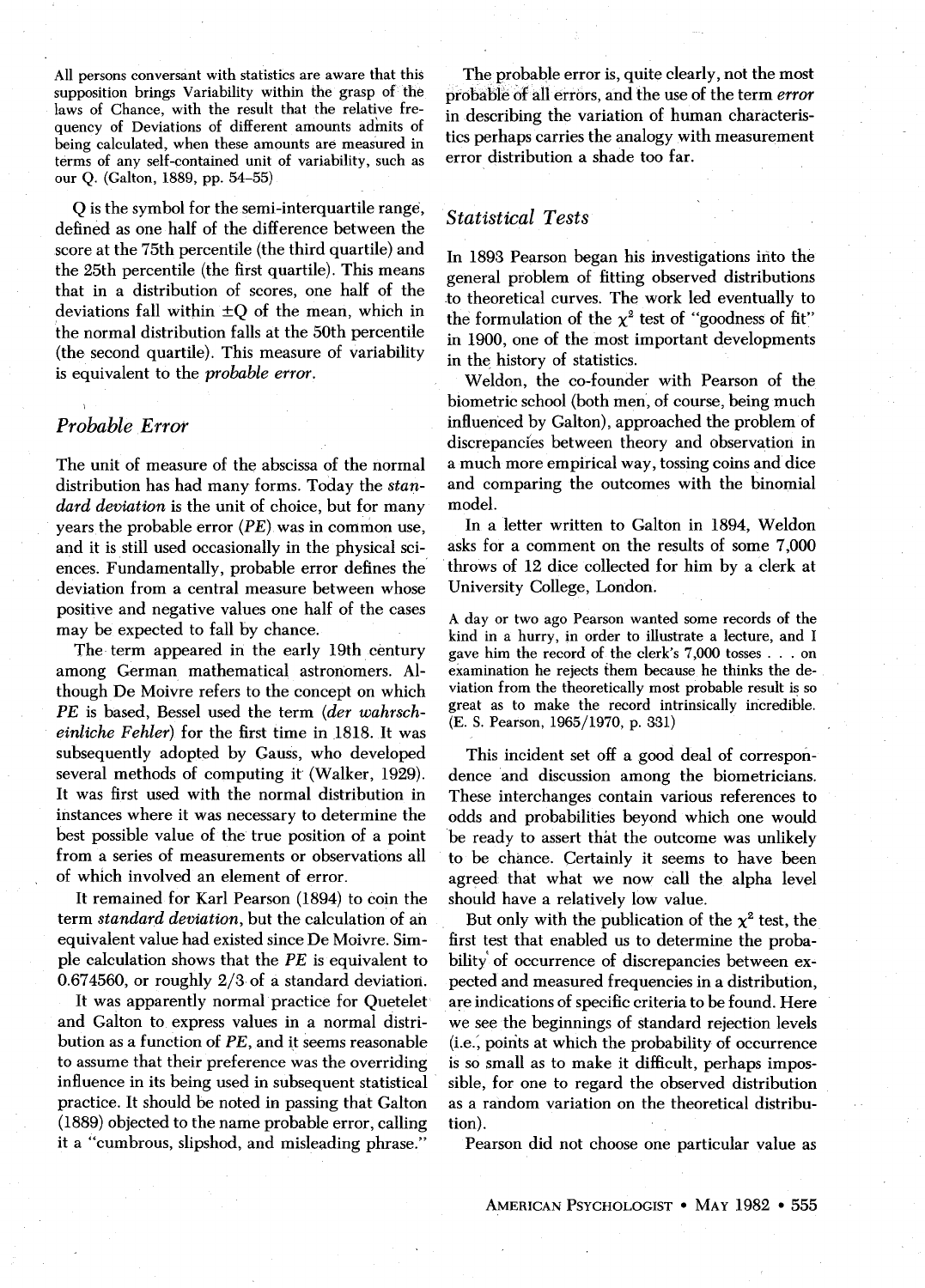All persons conversant with statistics are aware that this supposition brings Variability within the grasp of the laws of Chance, with the result that the relative frequency of Deviations of different amounts admits of being calculated, when these amounts are measured in terms of any self-contained unit of variability, such as our Q. (Galton, 1889, pp. 54–55)

Q is the symbol for the semi-interquartile range, defined as one half of the difference between the score at the 75th percentile (the third quartile) and the 25th percentile (the first quartile). This means that in a distribution of scores, one half of the deviations fall within ±Q of the mean, which in the normal distribution falls at the 50th percentile (the second quartile). This measure of variability is equivalent to the *probable error*.

## Probable Error

The unit of measure of the abscissa of the normal distribution has had many forms. Today the *standard deviation* is the unit of choice, but for many years the probable error (*PE*) was in common use, and it is still used occasionally in the physical sciences. Fundamentally, probable error defines the deviation from a central measure between whose positive and negative values one half of the cases may be expected to fall by chance.

The term appeared in the early 19th century among German mathematical astronomers. Although De Moivre refers to the concept on which *PE* is based, Bessel used the term (*der wahrscheinliche Fehler*) for the first time in 1818. It was subsequently adopted by Gauss, who developed several methods of computing it (Walker, 1929). It was first used with the normal distribution in instances where it was necessary to determine the best possible value of the true position of a point from a series of measurements or observations all of which involved an element of error.

It remained for Karl Pearson (1894) to coin the term *standard deviation*, but the calculation of an equivalent value had existed since De Moivre. Simple calculation shows that the *PE* is equivalent to 0.674560, or roughly 2/3 of a standard deviation.

It was apparently normal practice for Quetelet and Galton to express values in a normal distribution as a function of *PE*, and it seems reasonable to assume that their preference was the overriding influence in its being used in subsequent statistical practice. It should be noted in passing that Galton (1889) objected to the name probable error, calling it a "cumbrous, slipshod, and misleading phrase."

The probable error is, quite clearly, not the most probable of all errors, and the use of the term *error* in describing the variation of human characteristics perhaps carries the analogy with measurement error distribution a shade too far.

## Statistical Tests

In 1893 Pearson began his investigations into the general problem of fitting observed distributions to theoretical curves. The work led eventually to the formulation of the $\chi^2$ test of "goodness of fit" in 1900, one of the most important developments in the history of statistics.

Weldon, the co-founder with Pearson of the biometric school (both men, of course, being much influenced by Galton), approached the problem of discrepancies between theory and observation in a much more empirical way, tossing coins and dice and comparing the outcomes with the binomial model.

In a letter written to Galton in 1894, Weldon asks for a comment on the results of some 7,000 throws of 12 dice collected for him by a clerk at University College, London.

A day or two ago Pearson wanted some records of the kind in a hurry, in order to illustrate a lecture, and I gave him the record of the clerk's 7,000 tosses . . . on examination he rejects them because he thinks the deviation from the theoretically most probable result is so great as to make the record intrinsically incredible. (E. S. Pearson, 1965/1970, p. 331)

This incident set off a good deal of correspondence and discussion among the biometricians. These interchanges contain various references to odds and probabilities beyond which one would be ready to assert that the outcome was unlikely to be chance. Certainly it seems to have been agreed that what we now call the alpha level should have a relatively low value.

But only with the publication of the $\chi^2$ test, the first test that enabled us to determine the probability of occurrence of discrepancies between expected and measured frequencies in a distribution, are indications of specific criteria to be found. Here we see the beginnings of standard rejection levels (i.e., points at which the probability of occurrence is so small as to make it difficult, perhaps impossible, for one to regard the observed distribution as a random variation on the theoretical distribution).

Pearson did not choose one particular value as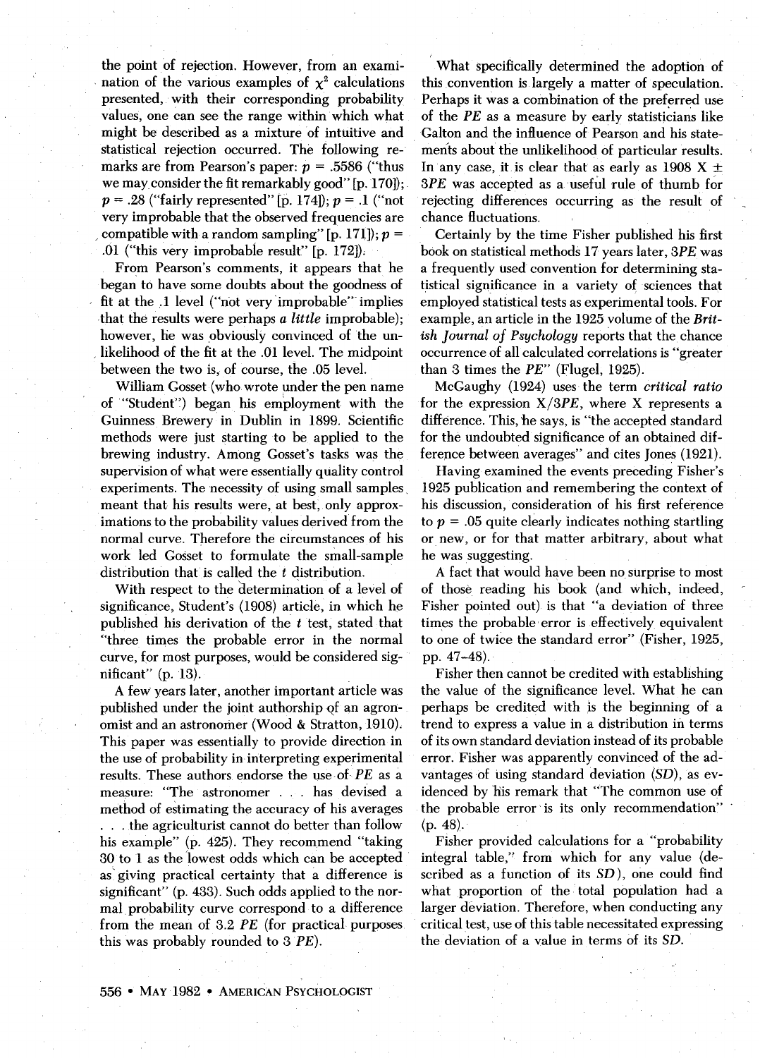the point of rejection. However, from an examination of the various examples of $\chi^2$ calculations presented, with their corresponding probability values, one can see the range within which what might be described as a mixture of intuitive and statistical rejection occurred. The following remarks are from Pearson's paper: $p = .5586$ ("thus we may consider the fit remarkably good" [p. 170]); $p = .28$ ("fairly represented" [p. 174]); $p = .1$ ("not very improbable that the observed frequencies are compatible with a random sampling" [p. 171]); $p = .01$ ("this very improbable result" [p. 172]).

From Pearson's comments, it appears that he began to have some doubts about the goodness of fit at the .1 level ("not very improbable" implies that the results were perhaps *a little* improbable); however, he was obviously convinced of the unlikelihood of the fit at the .01 level. The midpoint between the two is, of course, the .05 level.

William Gosset (who wrote under the pen name of "Student") began his employment with the Guinness Brewery in Dublin in 1899. Scientific methods were just starting to be applied to the brewing industry. Among Gosset's tasks was the supervision of what were essentially quality control experiments. The necessity of using small samples meant that his results were, at best, only approximations to the probability values derived from the normal curve. Therefore the circumstances of his work led Gosset to formulate the small-sample distribution that is called the *t* distribution.

With respect to the determination of a level of significance, Student's (1908) article, in which he published his derivation of the *t* test, stated that "three times the probable error in the normal curve, for most purposes, would be considered significant" (p. 13).

A few years later, another important article was published under the joint authorship of an agronomist and an astronomer (Wood & Stratton, 1910). This paper was essentially to provide direction in the use of probability in interpreting experimental results. These authors endorse the use of *PE* as a measure: "The astronomer . . . has devised a method of estimating the accuracy of his averages . . . the agriculturist cannot do better than follow his example" (p. 425). They recommend "taking 30 to 1 as the lowest odds which can be accepted as giving practical certainty that a difference is significant" (p. 433). Such odds applied to the normal probability curve correspond to a difference from the mean of 3.2 *PE* (for practical purposes this was probably rounded to 3 *PE*).

What specifically determined the adoption of this convention is largely a matter of speculation. Perhaps it was a combination of the preferred use of the *PE* as a measure by early statisticians like Galton and the influence of Pearson and his statements about the unlikelihood of particular results. In any case, it is clear that as early as 1908 X ± 3*PE* was accepted as a useful rule of thumb for rejecting differences occurring as the result of chance fluctuations.

Certainly by the time Fisher published his first book on statistical methods 17 years later, 3*PE* was a frequently used convention for determining statistical significance in a variety of sciences that employed statistical tests as experimental tools. For example, an article in the 1925 volume of the *British Journal of Psychology* reports that the chance occurrence of all calculated correlations is "greater than 3 times the *PE*" (Flugel, 1925).

McGaughy (1924) uses the term *critical ratio* for the expression X/3*PE*, where X represents a difference. This, he says, is "the accepted standard for the undoubted significance of an obtained difference between averages" and cites Jones (1921).

Having examined the events preceding Fisher's 1925 publication and remembering the context of his discussion, consideration of his first reference to $p = .05$ quite clearly indicates nothing startling or new, or for that matter arbitrary, about what he was suggesting.

A fact that would have been no surprise to most of those reading his book (and which, indeed, Fisher pointed out) is that "a deviation of three times the probable error is effectively equivalent to one of twice the standard error" (Fisher, 1925, pp. 47–48).

Fisher then cannot be credited with establishing the value of the significance level. What he can perhaps be credited with is the beginning of a trend to express a value in a distribution in terms of its own standard deviation instead of its probable error. Fisher was apparently convinced of the advantages of using standard deviation (*SD*), as evidenced by his remark that "The common use of the probable error is its only recommendation" (p. 48).

Fisher provided calculations for a "probability integral table," from which for any value (described as a function of its *SD*), one could find what proportion of the total population had a larger deviation. Therefore, when conducting any critical test, use of this table necessitated expressing the deviation of a value in terms of its *SD*.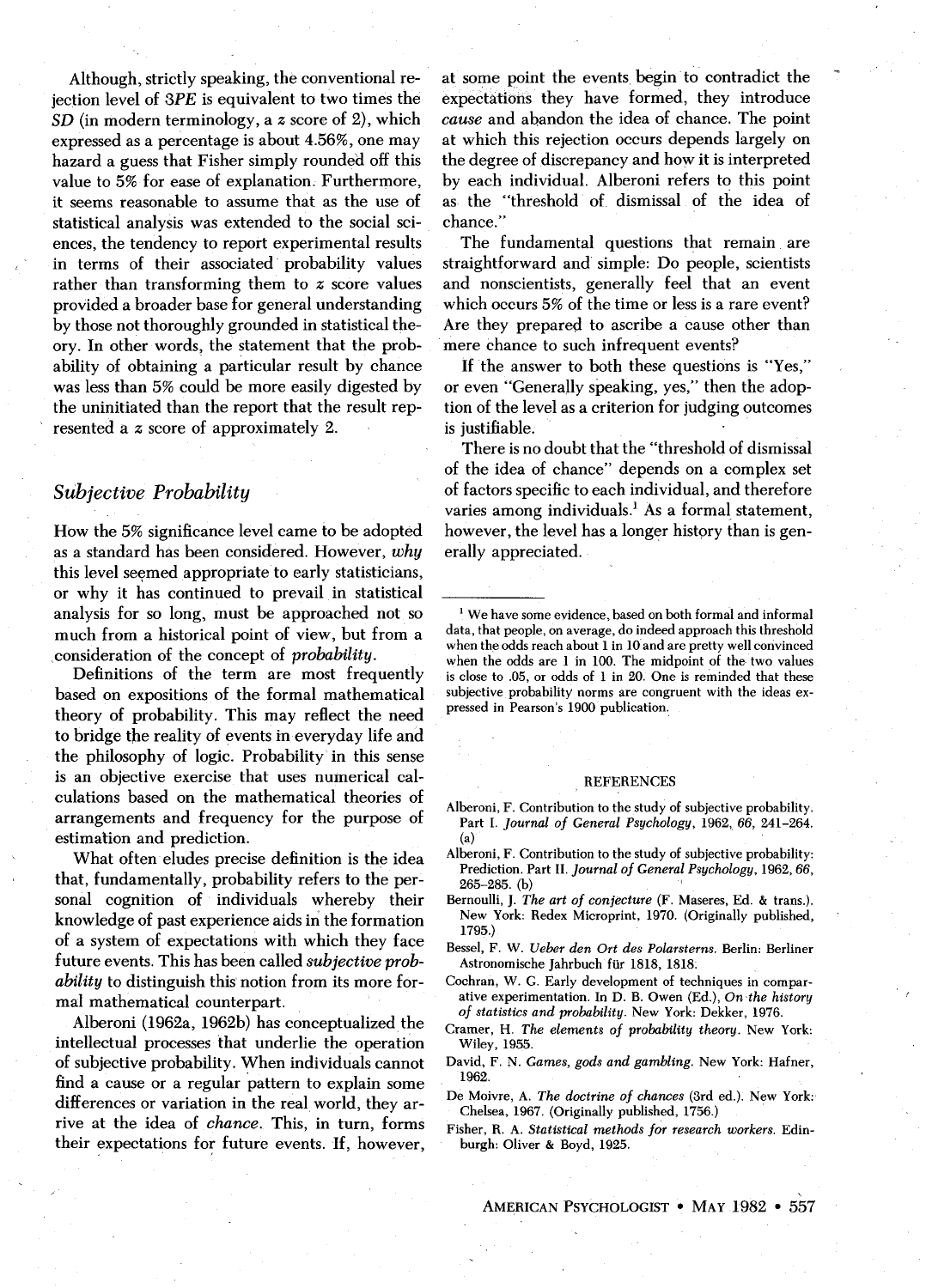Although, strictly speaking, the conventional rejection level of 3*PE* is equivalent to two times the *SD* (in modern terminology, a *z* score of 2), which expressed as a percentage is about 4.56%, one may hazard a guess that Fisher simply rounded off this value to 5% for ease of explanation. Furthermore, it seems reasonable to assume that as the use of statistical analysis was extended to the social sciences, the tendency to report experimental results in terms of their associated probability values rather than transforming them to *z* score values provided a broader base for general understanding by those not thoroughly grounded in statistical theory. In other words, the statement that the probability of obtaining a particular result by chance was less than 5% could be more easily digested by the uninitiated than the report that the result represented a *z* score of approximately 2.

## *Subjective Probability*

How the 5% significance level came to be adopted as a standard has been considered. However, *why* this level seemed appropriate to early statisticians, or why it has continued to prevail in statistical analysis for so long, must be approached not so much from a historical point of view, but from a consideration of the concept of *probability*.

Definitions of the term are most frequently based on expositions of the formal mathematical theory of probability. This may reflect the need to bridge the reality of events in everyday life and the philosophy of logic. Probability in this sense is an objective exercise that uses numerical calculations based on the mathematical theories of arrangements and frequency for the purpose of estimation and prediction.

What often eludes precise definition is the idea that, fundamentally, probability refers to the personal cognition of individuals whereby their knowledge of past experience aids in the formation of a system of expectations with which they face future events. This has been called *subjective probability* to distinguish this notion from its more formal mathematical counterpart.

Alberoni (1962a, 1962b) has conceptualized the intellectual processes that underlie the operation of subjective probability. When individuals cannot find a cause or a regular pattern to explain some differences or variation in the real world, they arrive at the idea of *chance*. This, in turn, forms their expectations for future events. If, however, at some point the events begin to contradict the expectations they have formed, they introduce *cause* and abandon the idea of chance. The point at which this rejection occurs depends largely on the degree of discrepancy and how it is interpreted by each individual. Alberoni refers to this point as the "threshold of dismissal of the idea of chance."

The fundamental questions that remain are straightforward and simple: Do people, scientists and nonscientists, generally feel that an event which occurs 5% of the time or less is a rare event? Are they prepared to ascribe a cause other than mere chance to such infrequent events?

If the answer to both these questions is "Yes," or even "Generally speaking, yes," then the adoption of the level as a criterion for judging outcomes is justifiable.

There is no doubt that the "threshold of dismissal of the idea of chance" depends on a complex set of factors specific to each individual, and therefore varies among individuals.[1] As a formal statement, however, the level has a longer history than is generally appreciated.

---

[1] We have some evidence, based on both formal and informal data, that people, on average, do indeed approach this threshold when the odds reach about 1 in 10 and are pretty well convinced when the odds are 1 in 100. The midpoint of the two values is close to .05, or odds of 1 in 20. One is reminded that these subjective probability norms are congruent with the ideas expressed in Pearson's 1900 publication.

### REFERENCES

Alberoni, F. Contribution to the study of subjective probability. Part I. *Journal of General Psychology*, 1962, *66*, 241–264. (a)

Alberoni, F. Contribution to the study of subjective probability: Prediction. Part II. *Journal of General Psychology*, 1962, *66*, 265–285. (b)

Bernoulli, J. *The art of conjecture* (F. Maseres, Ed. & trans.). New York: Redex Microprint, 1970. (Originally published, 1795.)

Bessel, F. W. *Ueber den Ort des Polarsterns.* Berlin: Berliner Astronomische Jahrbuch für 1818, 1818.

Cochran, W. G. Early development of techniques in comparative experimentation. In D. B. Owen (Ed.), *On the history of statistics and probability*. New York: Dekker, 1976.

Cramer, H. *The elements of probability theory*. New York: Wiley, 1955.

David, F. N. *Games, gods and gambling*. New York: Hafner, 1962.

De Moivre, A. *The doctrine of chances* (3rd ed.). New York: Chelsea, 1967. (Originally published, 1756.)

Fisher, R. A. *Statistical methods for research workers*. Edinburgh: Oliver & Boyd, 1925.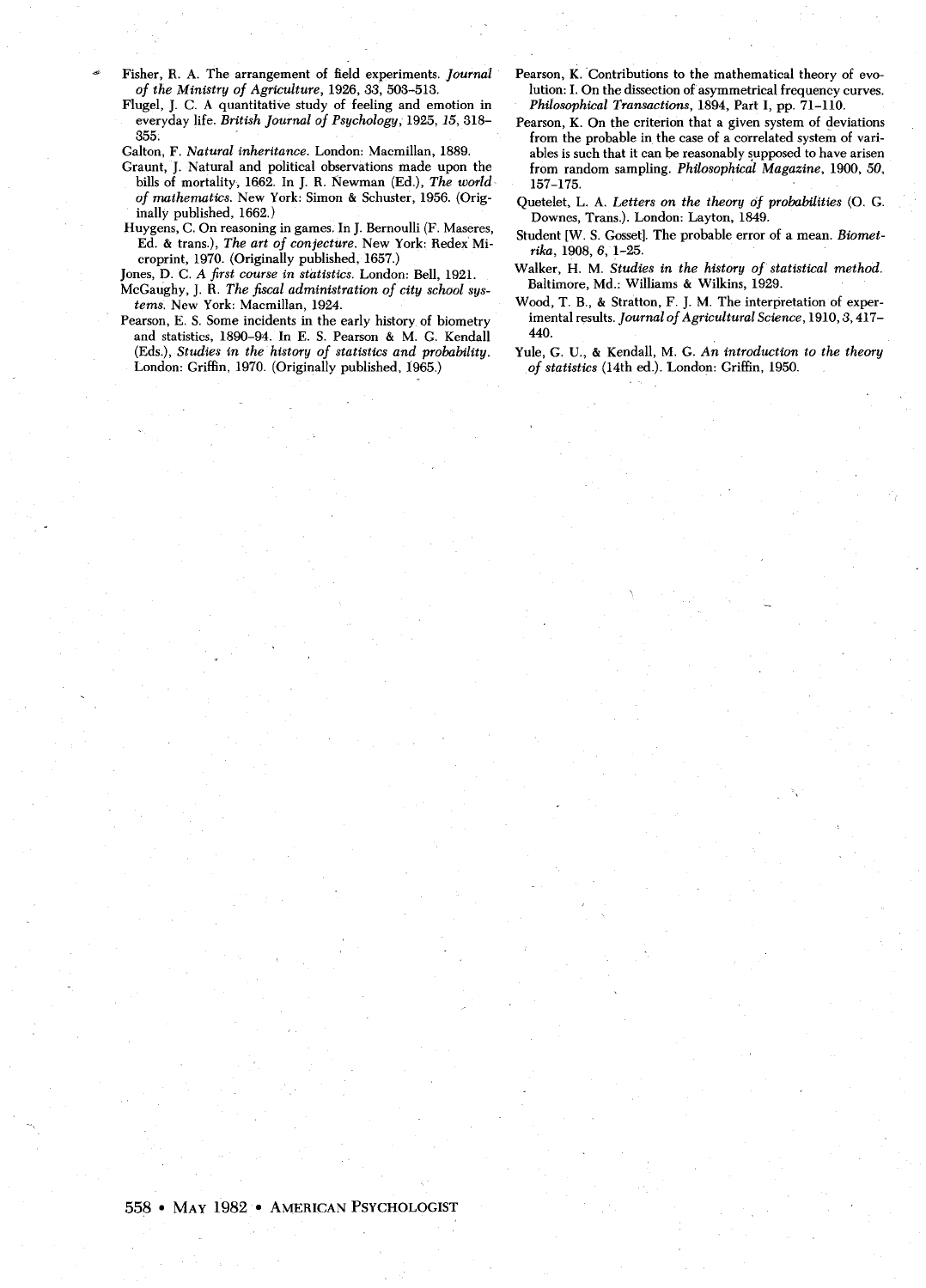Fisher, R. A. The arrangement of field experiments. *Journal of the Ministry of Agriculture*, 1926, *33*, 503–513.

Flugel, J. C. A quantitative study of feeling and emotion in everyday life. *British Journal of Psychology*, 1925, *15*, 318–355.

Galton, F. *Natural inheritance*. London: Macmillan, 1889.

Graunt, J. Natural and political observations made upon the bills of mortality, 1662. In J. R. Newman (Ed.), *The world of mathematics*. New York: Simon & Schuster, 1956. (Originally published, 1662.)

Huygens, C. On reasoning in games. In J. Bernoulli (F. Maseres, Ed. & trans.), *The art of conjecture*. New York: Redex Microprint, 1970. (Originally published, 1657.)

Jones, D. C. *A first course in statistics*. London: Bell, 1921.

McGaughy, J. R. *The fiscal administration of city school systems*. New York: Macmillan, 1924.

Pearson, E. S. Some incidents in the early history of biometry and statistics, 1890–94. In E. S. Pearson & M. G. Kendall (Eds.), *Studies in the history of statistics and probability*. London: Griffin, 1970. (Originally published, 1965.)

Pearson, K. Contributions to the mathematical theory of evolution: I. On the dissection of asymmetrical frequency curves. *Philosophical Transactions*, 1894, Part I, pp. 71–110.

Pearson, K. On the criterion that a given system of deviations from the probable in the case of a correlated system of variables is such that it can be reasonably supposed to have arisen from random sampling. *Philosophical Magazine*, 1900, *50*, 157–175.

Quetelet, L. A. *Letters on the theory of probabilities* (O. G. Downes, Trans.). London: Layton, 1849.

Student [W. S. Gosset]. The probable error of a mean. *Biometrika*, 1908, *6*, 1–25.

Walker, H. M. *Studies in the history of statistical method*. Baltimore, Md.: Williams & Wilkins, 1929.

Wood, T. B., & Stratton, F. J. M. The interpretation of experimental results. *Journal of Agricultural Science*, 1910, *3*, 417–440.

Yule, G. U., & Kendall, M. G. *An introduction to the theory of statistics* (14th ed.). London: Griffin, 1950.